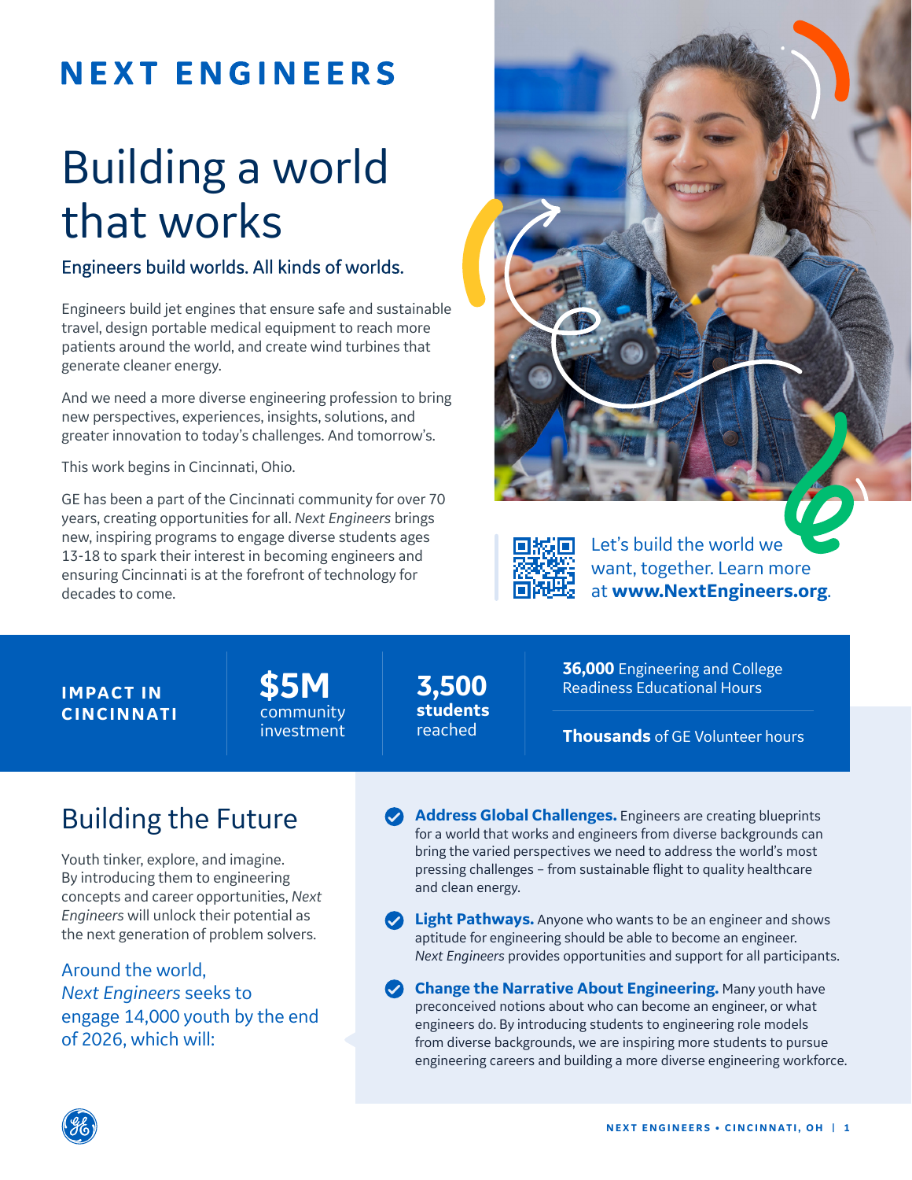# NEXT ENGINEERS

## Building a world that works

### Engineers build worlds. All kinds of worlds.

Engineers build jet engines that ensure safe and sustainable travel, design portable medical equipment to reach more patients around the world, and create wind turbines that generate cleaner energy.

And we need a more diverse engineering profession to bring new perspectives, experiences, insights, solutions, and greater innovation to today's challenges. And tomorrow's.

This work begins in Cincinnati, Ohio.

GE has been a part of the Cincinnati community for over 70 years, creating opportunities for all. *Next Engineers* brings new, inspiring programs to engage diverse students ages 13-18 to spark their interest in becoming engineers and ensuring Cincinnati is at the forefront of technology for decades to come.

Let's build the world we want, together. Learn more at **www.NextEngineers.org**.

**IMPACT IN CINCINNATI**

- **$5M** community investment
- **3,500 students** reached
- **36,000** Engineering and College Readiness Educational Hours
- **Thousands** of GE Volunteer hours

## Building the Future

Youth tinker, explore, and imagine. By introducing them to engineering concepts and career opportunities, *Next Engineers* will unlock their potential as the next generation of problem solvers.

Around the world, *Next Engineers* seeks to engage 14,000 youth by the end of 2026, which will:

- **Address Global Challenges.** Engineers are creating blueprints for a world that works and engineers from diverse backgrounds can bring the varied perspectives we need to address the world's most pressing challenges – from sustainable flight to quality healthcare and clean energy.
- **Light Pathways.** Anyone who wants to be an engineer and shows aptitude for engineering should be able to become an engineer. *Next Engineers* provides opportunities and support for all participants.
- **Change the Narrative About Engineering.** Many youth have preconceived notions about who can become an engineer, or what engineers do. By introducing students to engineering role models from diverse backgrounds, we are inspiring more students to pursue engineering careers and building a more diverse engineering workforce.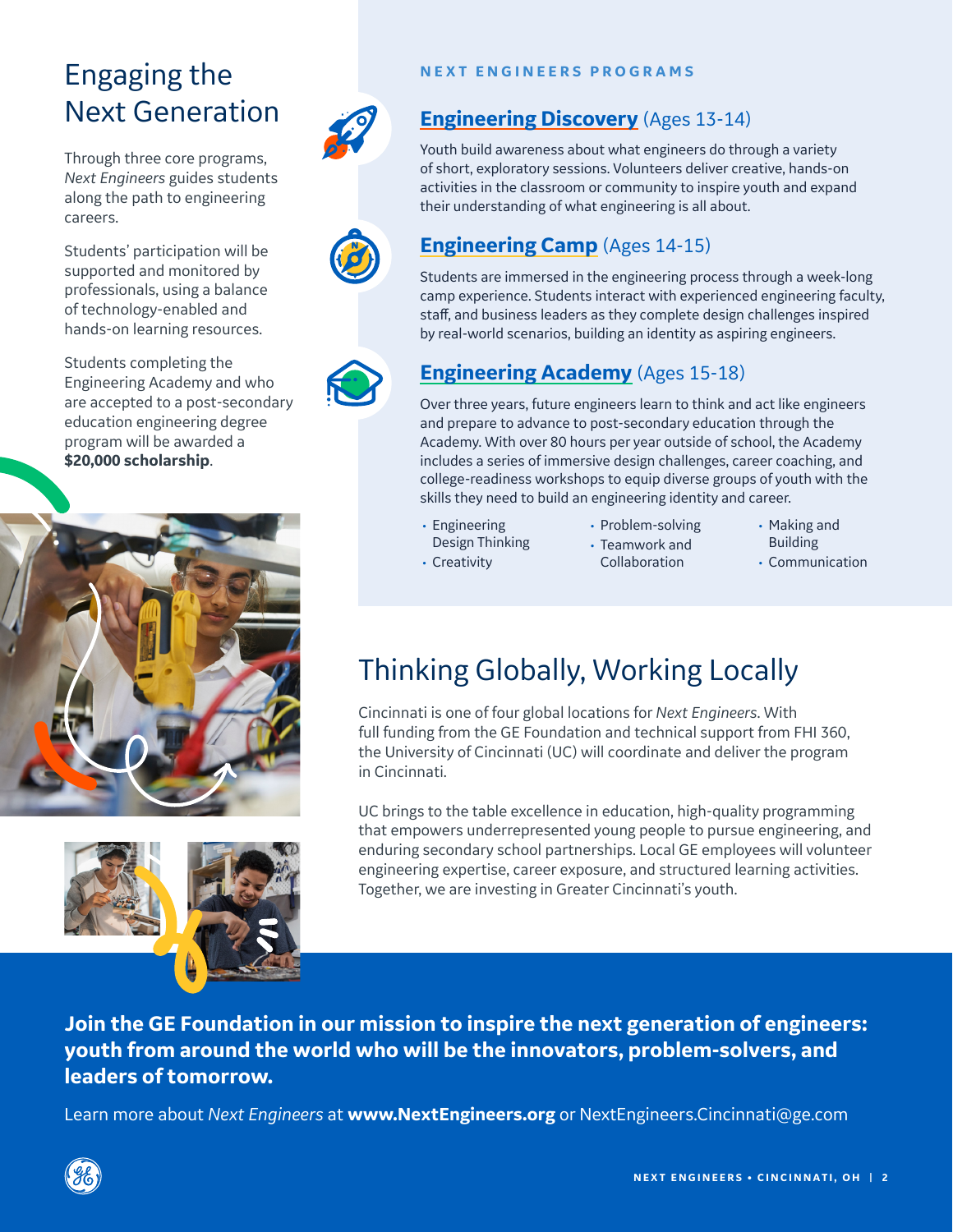# Engaging the Next Generation

Through three core programs, *Next Engineers* guides students along the path to engineering careers.

Students' participation will be supported and monitored by professionals, using a balance of technology-enabled and hands-on learning resources.

Students completing the Engineering Academy and who are accepted to a post-secondary education engineering degree program will be awarded a **$20,000 scholarship**.

**NEXT ENGINEERS PROGRAMS**

## Engineering Discovery (Ages 13-14)

Youth build awareness about what engineers do through a variety of short, exploratory sessions. Volunteers deliver creative, hands-on activities in the classroom or community to inspire youth and expand their understanding of what engineering is all about.

## Engineering Camp (Ages 14-15)

Students are immersed in the engineering process through a week-long camp experience. Students interact with experienced engineering faculty, staff, and business leaders as they complete design challenges inspired by real-world scenarios, building an identity as aspiring engineers.

## Engineering Academy (Ages 15-18)

Over three years, future engineers learn to think and act like engineers and prepare to advance to post-secondary education through the Academy. With over 80 hours per year outside of school, the Academy includes a series of immersive design challenges, career coaching, and college-readiness workshops to equip diverse groups of youth with the skills they need to build an engineering identity and career.

- Engineering Design Thinking
- Creativity
- Problem-solving
- Teamwork and Collaboration
- Making and Building
- Communication

# Thinking Globally, Working Locally

Cincinnati is one of four global locations for *Next Engineers*. With full funding from the GE Foundation and technical support from FHI 360, the University of Cincinnati (UC) will coordinate and deliver the program in Cincinnati.

UC brings to the table excellence in education, high-quality programming that empowers underrepresented young people to pursue engineering, and enduring secondary school partnerships. Local GE employees will volunteer engineering expertise, career exposure, and structured learning activities. Together, we are investing in Greater Cincinnati's youth.

**Join the GE Foundation in our mission to inspire the next generation of engineers: youth from around the world who will be the innovators, problem-solvers, and leaders of tomorrow.**

Learn more about *Next Engineers* at **www.NextEngineers.org** or NextEngineers.Cincinnati@ge.com